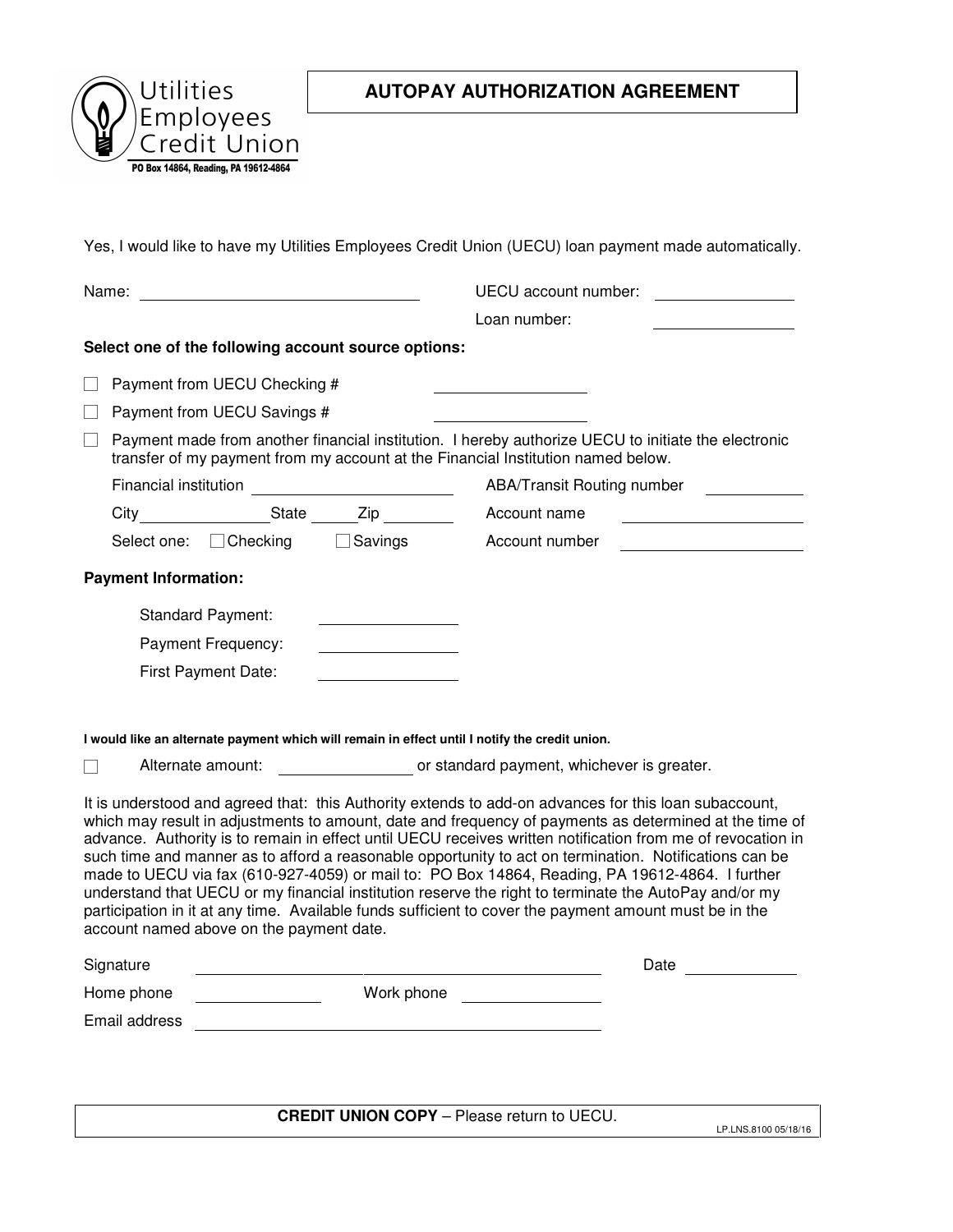Utilities Employees Credit Union

PO Box 14864, Reading, PA 19612-4864

# AUTOPAY AUTHORIZATION AGREEMENT

Yes, I would like to have my Utilities Employees Credit Union (UECU) loan payment made automatically.

Name: ______________________________ UECU account number: ______________

Loan number: ______________

**Select one of the following account source options:**

☐ Payment from UECU Checking # ______________

☐ Payment from UECU Savings # ______________

☐ Payment made from another financial institution. I hereby authorize UECU to initiate the electronic transfer of my payment from my account at the Financial Institution named below.

Financial institution ____________________ ABA/Transit Routing number __________

City ______________ State _____ Zip _______ Account name ____________________

Select one: ☐ Checking ☐ Savings Account number ____________________

**Payment Information:**

Standard Payment: ______________

Payment Frequency: ______________

First Payment Date: ______________

**I would like an alternate payment which will remain in effect until I notify the credit union.**

☐ Alternate amount: ______________ or standard payment, whichever is greater.

It is understood and agreed that: this Authority extends to add-on advances for this loan subaccount, which may result in adjustments to amount, date and frequency of payments as determined at the time of advance. Authority is to remain in effect until UECU receives written notification from me of revocation in such time and manner as to afford a reasonable opportunity to act on termination. Notifications can be made to UECU via fax (610-927-4059) or mail to: PO Box 14864, Reading, PA 19612-4864. I further understand that UECU or my financial institution reserve the right to terminate the AutoPay and/or my participation in it at any time. Available funds sufficient to cover the payment amount must be in the account named above on the payment date.

Signature ______________________________________ Date ____________

Home phone ______________ Work phone ______________

Email address ______________________________________

**CREDIT UNION COPY** – Please return to UECU.

LP.LNS.8100 05/18/16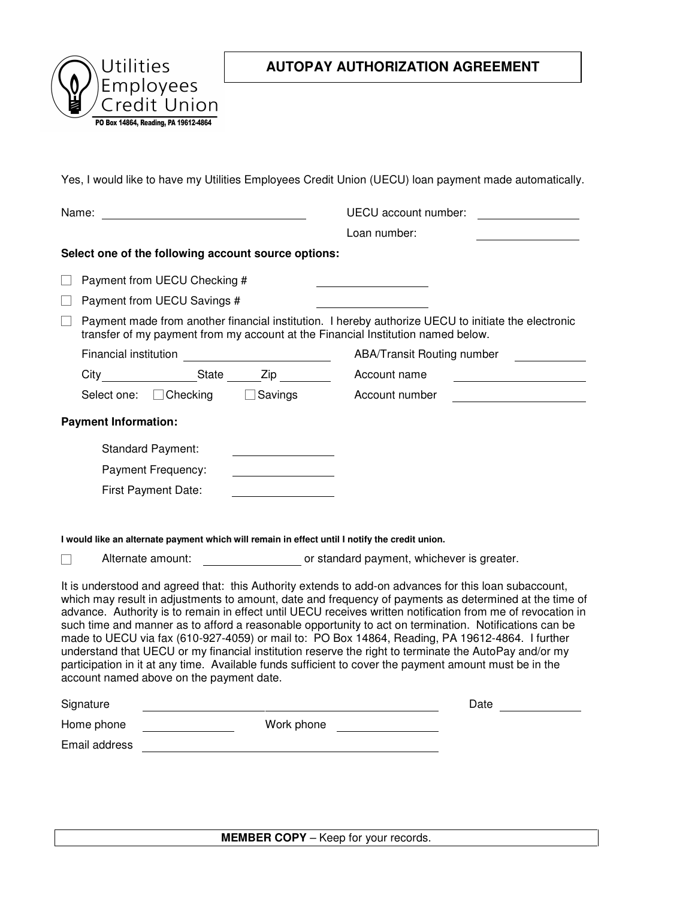Utilities Employees Credit Union

PO Box 14864, Reading, PA 19612-4864

# AUTOPAY AUTHORIZATION AGREEMENT

Yes, I would like to have my Utilities Employees Credit Union (UECU) loan payment made automatically.

Name: ______________________________ UECU account number: ______________

Loan number: ______________

**Select one of the following account source options:**

☐ Payment from UECU Checking # ______________

☐ Payment from UECU Savings # ______________

☐ Payment made from another financial institution. I hereby authorize UECU to initiate the electronic transfer of my payment from my account at the Financial Institution named below.

Financial institution ____________________ ABA/Transit Routing number __________

City ____________ State _____ Zip _______ Account name ________________

Select one: ☐ Checking ☐ Savings Account number ________________

**Payment Information:**

Standard Payment: ______________

Payment Frequency: ______________

First Payment Date: ______________

**I would like an alternate payment which will remain in effect until I notify the credit union.**

☐ Alternate amount: ______________ or standard payment, whichever is greater.

It is understood and agreed that: this Authority extends to add-on advances for this loan subaccount, which may result in adjustments to amount, date and frequency of payments as determined at the time of advance. Authority is to remain in effect until UECU receives written notification from me of revocation in such time and manner as to afford a reasonable opportunity to act on termination. Notifications can be made to UECU via fax (610-927-4059) or mail to: PO Box 14864, Reading, PA 19612-4864. I further understand that UECU or my financial institution reserve the right to terminate the AutoPay and/or my participation in it at any time. Available funds sufficient to cover the payment amount must be in the account named above on the payment date.

Signature ________________________________________ Date ____________

Home phone ______________ Work phone ______________

Email address ________________________________________

**MEMBER COPY** – Keep for your records.